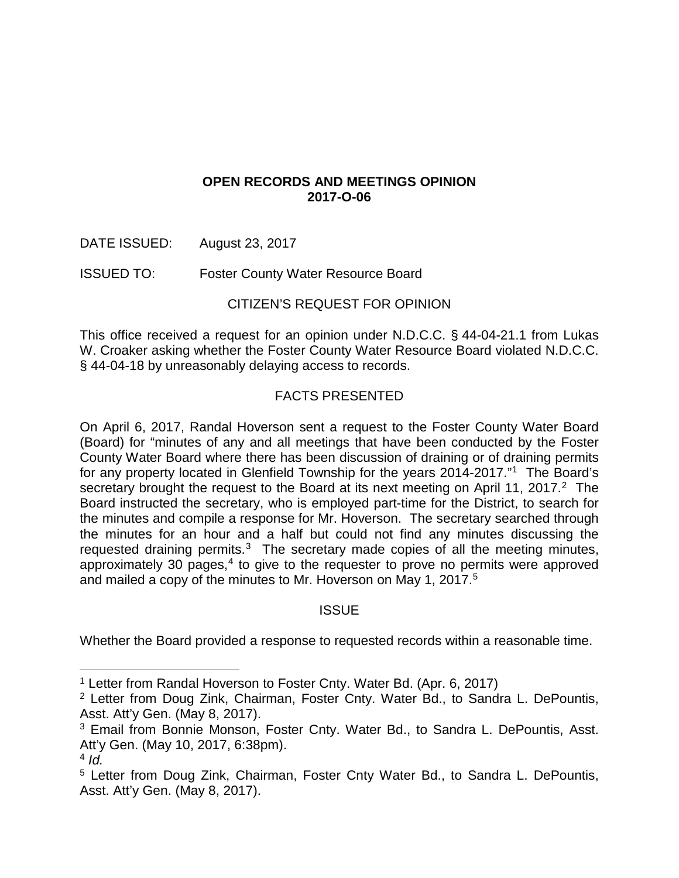# OPEN RECORDS AND MEETINGS OPINION
# 2017-O-06

DATE ISSUED: August 23, 2017

ISSUED TO: Foster County Water Resource Board

## CITIZEN'S REQUEST FOR OPINION

This office received a request for an opinion under N.D.C.C. § 44-04-21.1 from Lukas W. Croaker asking whether the Foster County Water Resource Board violated N.D.C.C. § 44-04-18 by unreasonably delaying access to records.

## FACTS PRESENTED

On April 6, 2017, Randal Hoverson sent a request to the Foster County Water Board (Board) for "minutes of any and all meetings that have been conducted by the Foster County Water Board where there has been discussion of draining or of draining permits for any property located in Glenfield Township for the years 2014-2017."[1] The Board's secretary brought the request to the Board at its next meeting on April 11, 2017.[2] The Board instructed the secretary, who is employed part-time for the District, to search for the minutes and compile a response for Mr. Hoverson. The secretary searched through the minutes for an hour and a half but could not find any minutes discussing the requested draining permits.[3] The secretary made copies of all the meeting minutes, approximately 30 pages,[4] to give to the requester to prove no permits were approved and mailed a copy of the minutes to Mr. Hoverson on May 1, 2017.[5]

## ISSUE

Whether the Board provided a response to requested records within a reasonable time.

---

[1] Letter from Randal Hoverson to Foster Cnty. Water Bd. (Apr. 6, 2017)

[2] Letter from Doug Zink, Chairman, Foster Cnty. Water Bd., to Sandra L. DePountis, Asst. Att'y Gen. (May 8, 2017).

[3] Email from Bonnie Monson, Foster Cnty. Water Bd., to Sandra L. DePountis, Asst. Att'y Gen. (May 10, 2017, 6:38pm).

[4] *Id.*

[5] Letter from Doug Zink, Chairman, Foster Cnty Water Bd., to Sandra L. DePountis, Asst. Att'y Gen. (May 8, 2017).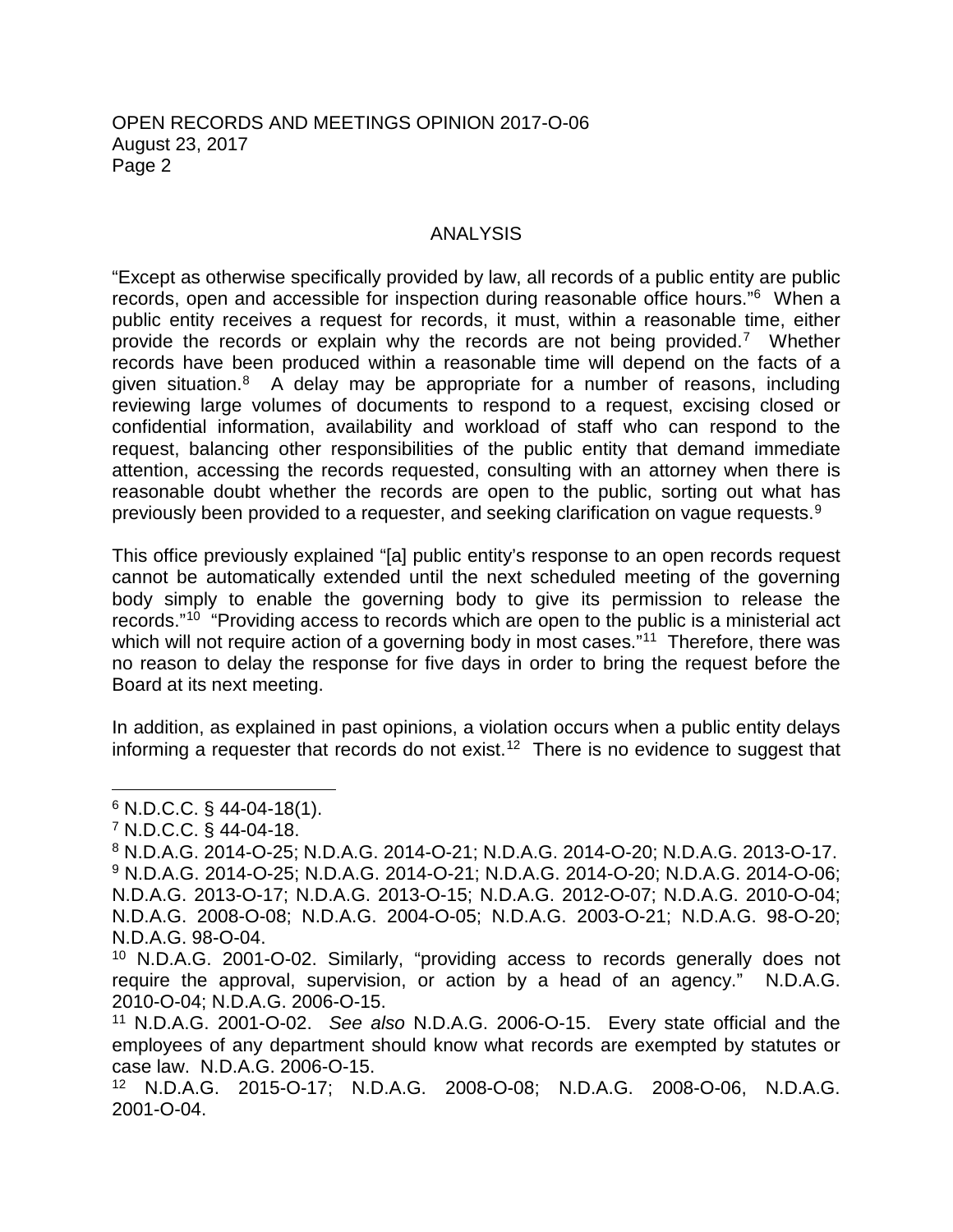## ANALYSIS

"Except as otherwise specifically provided by law, all records of a public entity are public records, open and accessible for inspection during reasonable office hours."[6] When a public entity receives a request for records, it must, within a reasonable time, either provide the records or explain why the records are not being provided.[7] Whether records have been produced within a reasonable time will depend on the facts of a given situation.[8] A delay may be appropriate for a number of reasons, including reviewing large volumes of documents to respond to a request, excising closed or confidential information, availability and workload of staff who can respond to the request, balancing other responsibilities of the public entity that demand immediate attention, accessing the records requested, consulting with an attorney when there is reasonable doubt whether the records are open to the public, sorting out what has previously been provided to a requester, and seeking clarification on vague requests.[9]

This office previously explained "[a] public entity's response to an open records request cannot be automatically extended until the next scheduled meeting of the governing body simply to enable the governing body to give its permission to release the records."[10] "Providing access to records which are open to the public is a ministerial act which will not require action of a governing body in most cases."[11] Therefore, there was no reason to delay the response for five days in order to bring the request before the Board at its next meeting.

In addition, as explained in past opinions, a violation occurs when a public entity delays informing a requester that records do not exist.[12] There is no evidence to suggest that

---

[6] N.D.C.C. § 44-04-18(1).

[7] N.D.C.C. § 44-04-18.

[8] N.D.A.G. 2014-O-25; N.D.A.G. 2014-O-21; N.D.A.G. 2014-O-20; N.D.A.G. 2013-O-17.

[9] N.D.A.G. 2014-O-25; N.D.A.G. 2014-O-21; N.D.A.G. 2014-O-20; N.D.A.G. 2014-O-06; N.D.A.G. 2013-O-17; N.D.A.G. 2013-O-15; N.D.A.G. 2012-O-07; N.D.A.G. 2010-O-04; N.D.A.G. 2008-O-08; N.D.A.G. 2004-O-05; N.D.A.G. 2003-O-21; N.D.A.G. 98-O-20; N.D.A.G. 98-O-04.

[10] N.D.A.G. 2001-O-02. Similarly, "providing access to records generally does not require the approval, supervision, or action by a head of an agency." N.D.A.G. 2010-O-04; N.D.A.G. 2006-O-15.

[11] N.D.A.G. 2001-O-02. *See also* N.D.A.G. 2006-O-15. Every state official and the employees of any department should know what records are exempted by statutes or case law. N.D.A.G. 2006-O-15.

[12] N.D.A.G. 2015-O-17; N.D.A.G. 2008-O-08; N.D.A.G. 2008-O-06, N.D.A.G. 2001-O-04.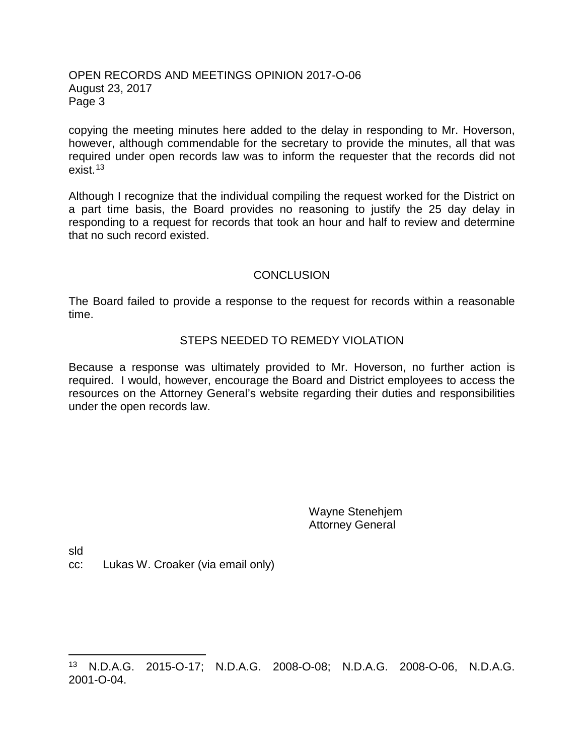copying the meeting minutes here added to the delay in responding to Mr. Hoverson, however, although commendable for the secretary to provide the minutes, all that was required under open records law was to inform the requester that the records did not exist.[13]

Although I recognize that the individual compiling the request worked for the District on a part time basis, the Board provides no reasoning to justify the 25 day delay in responding to a request for records that took an hour and half to review and determine that no such record existed.

## CONCLUSION

The Board failed to provide a response to the request for records within a reasonable time.

## STEPS NEEDED TO REMEDY VIOLATION

Because a response was ultimately provided to Mr. Hoverson, no further action is required. I would, however, encourage the Board and District employees to access the resources on the Attorney General's website regarding their duties and responsibilities under the open records law.

Wayne Stenehjem
Attorney General

sld
cc: Lukas W. Croaker (via email only)

---

[13] N.D.A.G. 2015-O-17; N.D.A.G. 2008-O-08; N.D.A.G. 2008-O-06, N.D.A.G. 2001-O-04.